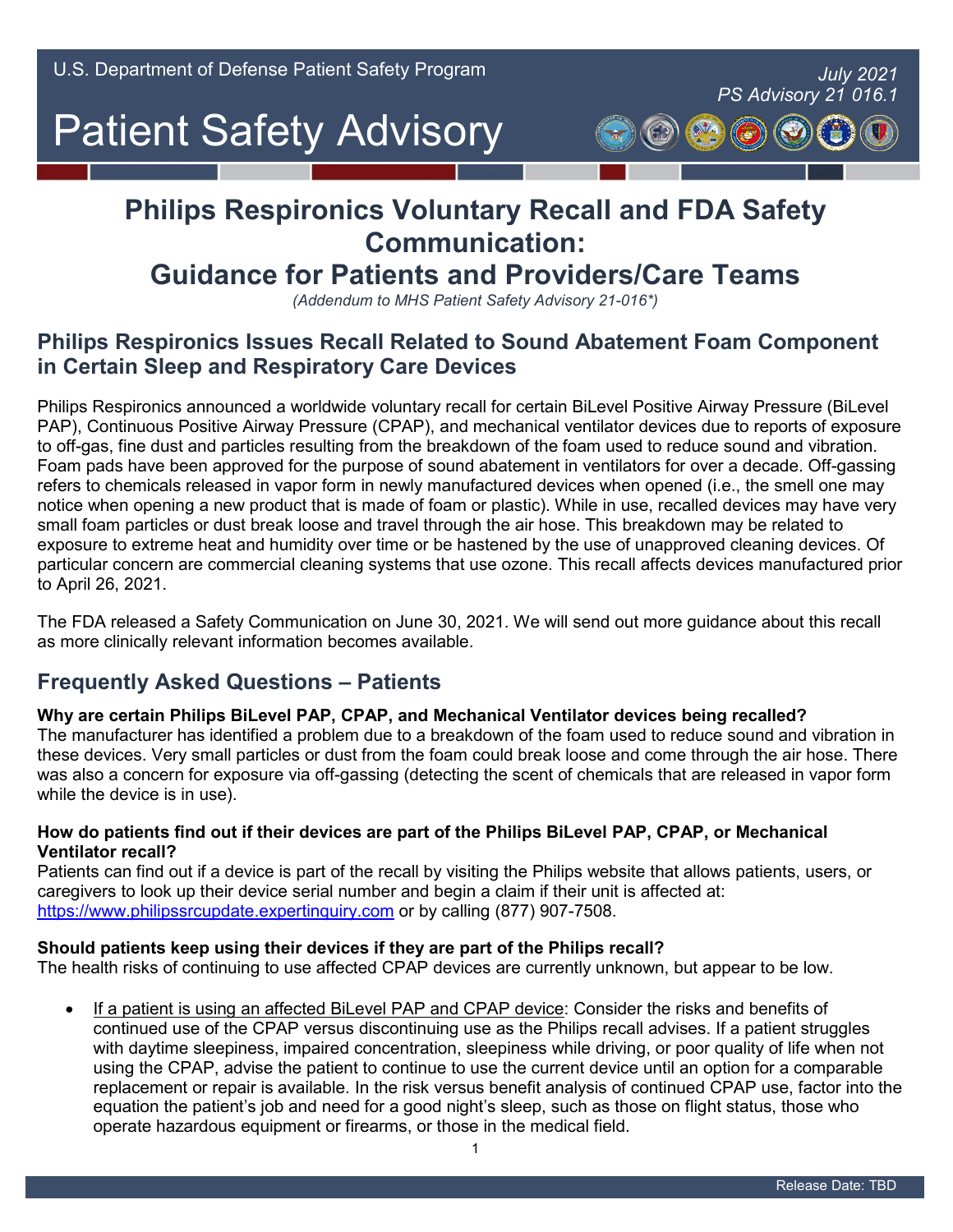U.S. Department of Defense Patient Safety Program

*July 2021*
*PS Advisory 21 016.1*

# Patient Safety Advisory

# Philips Respironics Voluntary Recall and FDA Safety Communication: Guidance for Patients and Providers/Care Teams

*(Addendum to MHS Patient Safety Advisory 21-016*)*

## Philips Respironics Issues Recall Related to Sound Abatement Foam Component in Certain Sleep and Respiratory Care Devices

Philips Respironics announced a worldwide voluntary recall for certain BiLevel Positive Airway Pressure (BiLevel PAP), Continuous Positive Airway Pressure (CPAP), and mechanical ventilator devices due to reports of exposure to off-gas, fine dust and particles resulting from the breakdown of the foam used to reduce sound and vibration. Foam pads have been approved for the purpose of sound abatement in ventilators for over a decade. Off-gassing refers to chemicals released in vapor form in newly manufactured devices when opened (i.e., the smell one may notice when opening a new product that is made of foam or plastic). While in use, recalled devices may have very small foam particles or dust break loose and travel through the air hose. This breakdown may be related to exposure to extreme heat and humidity over time or be hastened by the use of unapproved cleaning devices. Of particular concern are commercial cleaning systems that use ozone. This recall affects devices manufactured prior to April 26, 2021.

The FDA released a Safety Communication on June 30, 2021. We will send out more guidance about this recall as more clinically relevant information becomes available.

## Frequently Asked Questions – Patients

**Why are certain Philips BiLevel PAP, CPAP, and Mechanical Ventilator devices being recalled?**
The manufacturer has identified a problem due to a breakdown of the foam used to reduce sound and vibration in these devices. Very small particles or dust from the foam could break loose and come through the air hose. There was also a concern for exposure via off-gassing (detecting the scent of chemicals that are released in vapor form while the device is in use).

**How do patients find out if their devices are part of the Philips BiLevel PAP, CPAP, or Mechanical Ventilator recall?**
Patients can find out if a device is part of the recall by visiting the Philips website that allows patients, users, or caregivers to look up their device serial number and begin a claim if their unit is affected at: https://www.philipssrcupdate.expertinquiry.com or by calling (877) 907-7508.

**Should patients keep using their devices if they are part of the Philips recall?**
The health risks of continuing to use affected CPAP devices are currently unknown, but appear to be low.

- If a patient is using an affected BiLevel PAP and CPAP device: Consider the risks and benefits of continued use of the CPAP versus discontinuing use as the Philips recall advises. If a patient struggles with daytime sleepiness, impaired concentration, sleepiness while driving, or poor quality of life when not using the CPAP, advise the patient to continue to use the current device until an option for a comparable replacement or repair is available. In the risk versus benefit analysis of continued CPAP use, factor into the equation the patient's job and need for a good night's sleep, such as those on flight status, those who operate hazardous equipment or firearms, or those in the medical field.

Release Date: TBD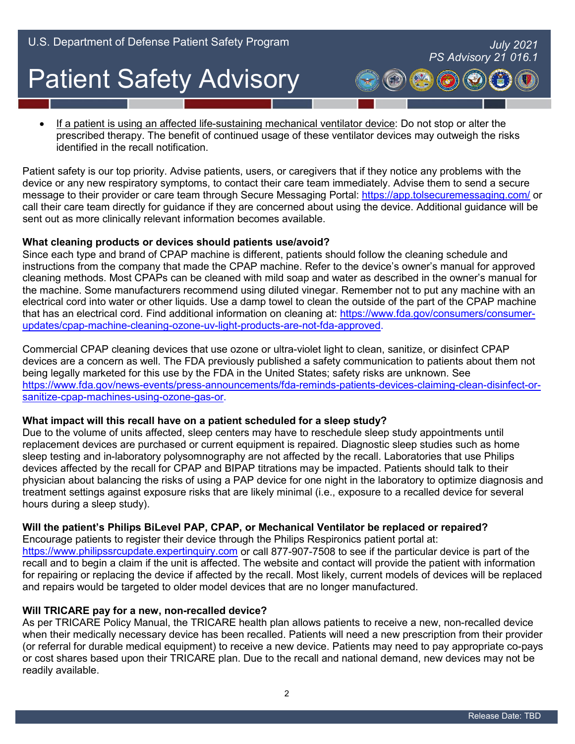- <u>If a patient is using an affected life-sustaining mechanical ventilator device</u>: Do not stop or alter the prescribed therapy. The benefit of continued usage of these ventilator devices may outweigh the risks identified in the recall notification.

Patient safety is our top priority. Advise patients, users, or caregivers that if they notice any problems with the device or any new respiratory symptoms, to contact their care team immediately. Advise them to send a secure message to their provider or care team through Secure Messaging Portal: https://app.tolsecuremessaging.com/ or call their care team directly for guidance if they are concerned about using the device. Additional guidance will be sent out as more clinically relevant information becomes available.

**What cleaning products or devices should patients use/avoid?**
Since each type and brand of CPAP machine is different, patients should follow the cleaning schedule and instructions from the company that made the CPAP machine. Refer to the device's owner's manual for approved cleaning methods. Most CPAPs can be cleaned with mild soap and water as described in the owner's manual for the machine. Some manufacturers recommend using diluted vinegar. Remember not to put any machine with an electrical cord into water or other liquids. Use a damp towel to clean the outside of the part of the CPAP machine that has an electrical cord. Find additional information on cleaning at: https://www.fda.gov/consumers/consumer-updates/cpap-machine-cleaning-ozone-uv-light-products-are-not-fda-approved.

Commercial CPAP cleaning devices that use ozone or ultra-violet light to clean, sanitize, or disinfect CPAP devices are a concern as well. The FDA previously published a safety communication to patients about them not being legally marketed for this use by the FDA in the United States; safety risks are unknown. See https://www.fda.gov/news-events/press-announcements/fda-reminds-patients-devices-claiming-clean-disinfect-or-sanitize-cpap-machines-using-ozone-gas-or.

**What impact will this recall have on a patient scheduled for a sleep study?**
Due to the volume of units affected, sleep centers may have to reschedule sleep study appointments until replacement devices are purchased or current equipment is repaired. Diagnostic sleep studies such as home sleep testing and in-laboratory polysomnography are not affected by the recall. Laboratories that use Philips devices affected by the recall for CPAP and BIPAP titrations may be impacted. Patients should talk to their physician about balancing the risks of using a PAP device for one night in the laboratory to optimize diagnosis and treatment settings against exposure risks that are likely minimal (i.e., exposure to a recalled device for several hours during a sleep study).

**Will the patient's Philips BiLevel PAP, CPAP, or Mechanical Ventilator be replaced or repaired?**
Encourage patients to register their device through the Philips Respironics patient portal at: https://www.philipssrcupdate.expertinquiry.com or call 877-907-7508 to see if the particular device is part of the recall and to begin a claim if the unit is affected. The website and contact will provide the patient with information for repairing or replacing the device if affected by the recall. Most likely, current models of devices will be replaced and repairs would be targeted to older model devices that are no longer manufactured.

**Will TRICARE pay for a new, non-recalled device?**
As per TRICARE Policy Manual, the TRICARE health plan allows patients to receive a new, non-recalled device when their medically necessary device has been recalled. Patients will need a new prescription from their provider (or referral for durable medical equipment) to receive a new device. Patients may need to pay appropriate co-pays or cost shares based upon their TRICARE plan. Due to the recall and national demand, new devices may not be readily available.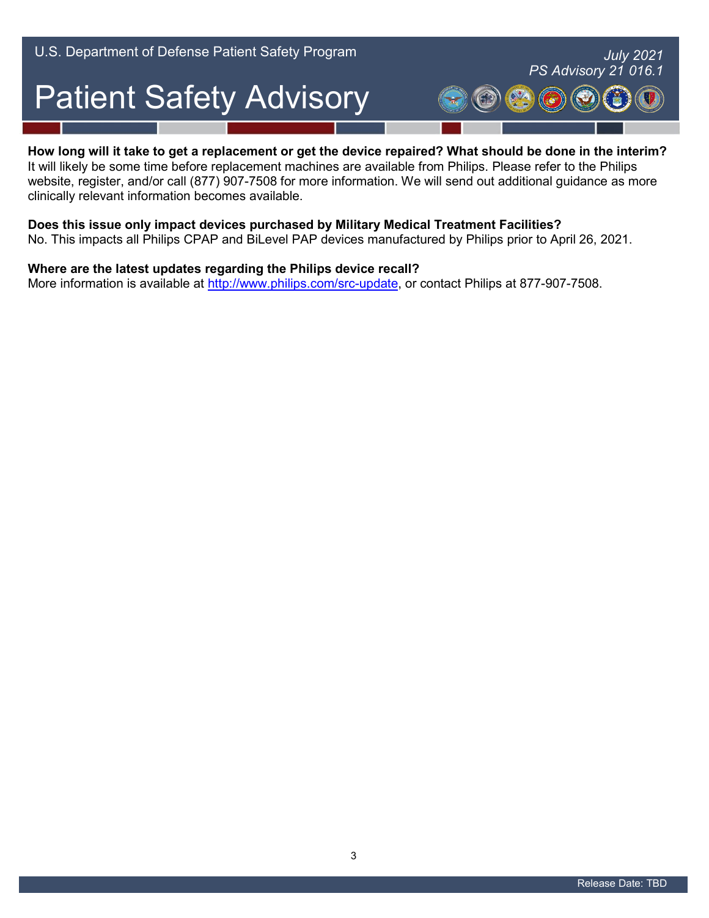**How long will it take to get a replacement or get the device repaired? What should be done in the interim?**
It will likely be some time before replacement machines are available from Philips. Please refer to the Philips website, register, and/or call (877) 907-7508 for more information. We will send out additional guidance as more clinically relevant information becomes available.

**Does this issue only impact devices purchased by Military Medical Treatment Facilities?**
No. This impacts all Philips CPAP and BiLevel PAP devices manufactured by Philips prior to April 26, 2021.

**Where are the latest updates regarding the Philips device recall?**
More information is available at [http://www.philips.com/src-update](http://www.philips.com/src-update), or contact Philips at 877-907-7508.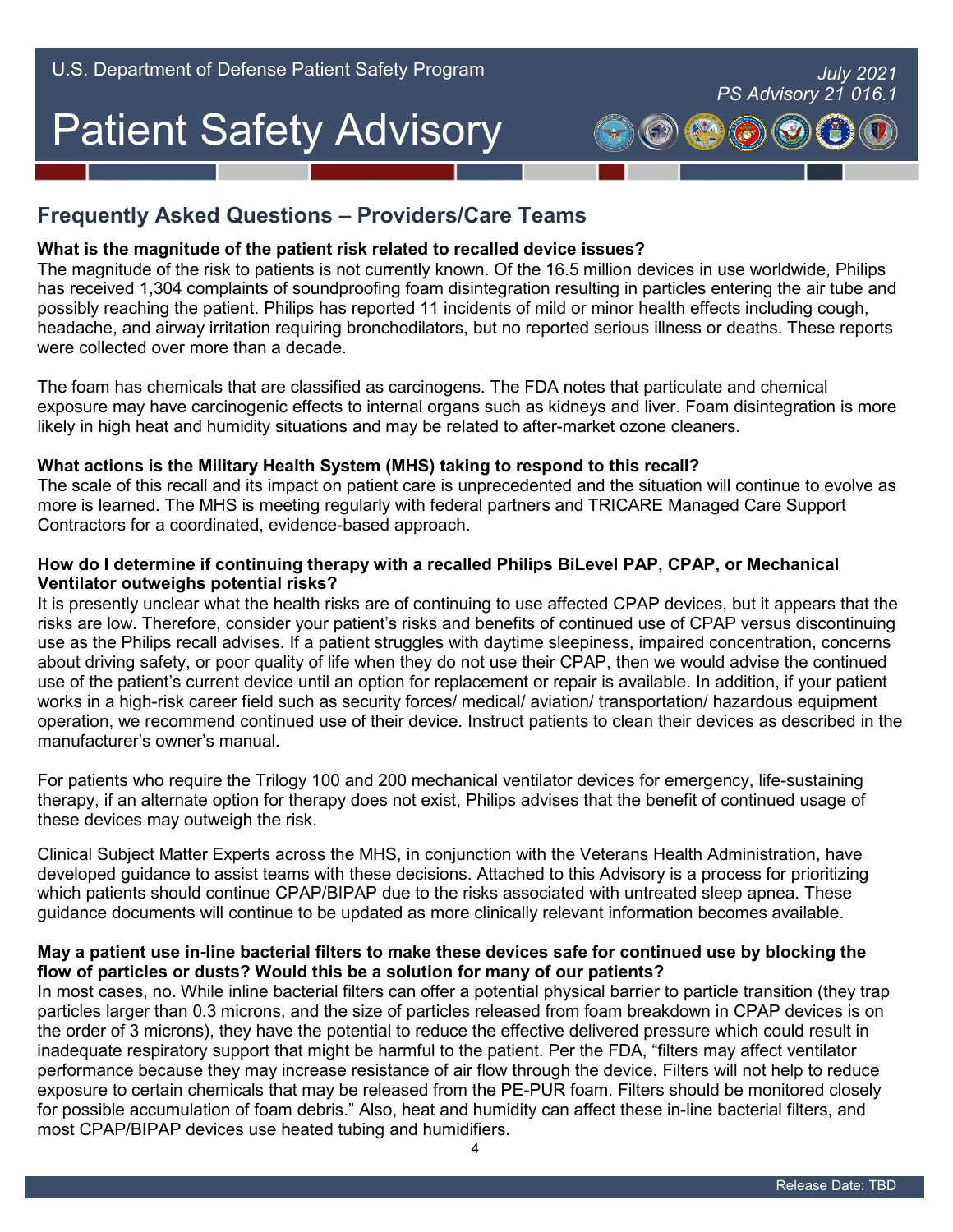## Frequently Asked Questions – Providers/Care Teams

**What is the magnitude of the patient risk related to recalled device issues?**

The magnitude of the risk to patients is not currently known. Of the 16.5 million devices in use worldwide, Philips has received 1,304 complaints of soundproofing foam disintegration resulting in particles entering the air tube and possibly reaching the patient. Philips has reported 11 incidents of mild or minor health effects including cough, headache, and airway irritation requiring bronchodilators, but no reported serious illness or deaths. These reports were collected over more than a decade.

The foam has chemicals that are classified as carcinogens. The FDA notes that particulate and chemical exposure may have carcinogenic effects to internal organs such as kidneys and liver. Foam disintegration is more likely in high heat and humidity situations and may be related to after-market ozone cleaners.

**What actions is the Military Health System (MHS) taking to respond to this recall?**

The scale of this recall and its impact on patient care is unprecedented and the situation will continue to evolve as more is learned. The MHS is meeting regularly with federal partners and TRICARE Managed Care Support Contractors for a coordinated, evidence-based approach.

**How do I determine if continuing therapy with a recalled Philips BiLevel PAP, CPAP, or Mechanical Ventilator outweighs potential risks?**

It is presently unclear what the health risks are of continuing to use affected CPAP devices, but it appears that the risks are low. Therefore, consider your patient's risks and benefits of continued use of CPAP versus discontinuing use as the Philips recall advises. If a patient struggles with daytime sleepiness, impaired concentration, concerns about driving safety, or poor quality of life when they do not use their CPAP, then we would advise the continued use of the patient's current device until an option for replacement or repair is available. In addition, if your patient works in a high-risk career field such as security forces/ medical/ aviation/ transportation/ hazardous equipment operation, we recommend continued use of their device. Instruct patients to clean their devices as described in the manufacturer's owner's manual.

For patients who require the Trilogy 100 and 200 mechanical ventilator devices for emergency, life-sustaining therapy, if an alternate option for therapy does not exist, Philips advises that the benefit of continued usage of these devices may outweigh the risk.

Clinical Subject Matter Experts across the MHS, in conjunction with the Veterans Health Administration, have developed guidance to assist teams with these decisions. Attached to this Advisory is a process for prioritizing which patients should continue CPAP/BIPAP due to the risks associated with untreated sleep apnea. These guidance documents will continue to be updated as more clinically relevant information becomes available.

**May a patient use in-line bacterial filters to make these devices safe for continued use by blocking the flow of particles or dusts? Would this be a solution for many of our patients?**

In most cases, no. While inline bacterial filters can offer a potential physical barrier to particle transition (they trap particles larger than 0.3 microns, and the size of particles released from foam breakdown in CPAP devices is on the order of 3 microns), they have the potential to reduce the effective delivered pressure which could result in inadequate respiratory support that might be harmful to the patient. Per the FDA, "filters may affect ventilator performance because they may increase resistance of air flow through the device. Filters will not help to reduce exposure to certain chemicals that may be released from the PE-PUR foam. Filters should be monitored closely for possible accumulation of foam debris." Also, heat and humidity can affect these in-line bacterial filters, and most CPAP/BIPAP devices use heated tubing and humidifiers.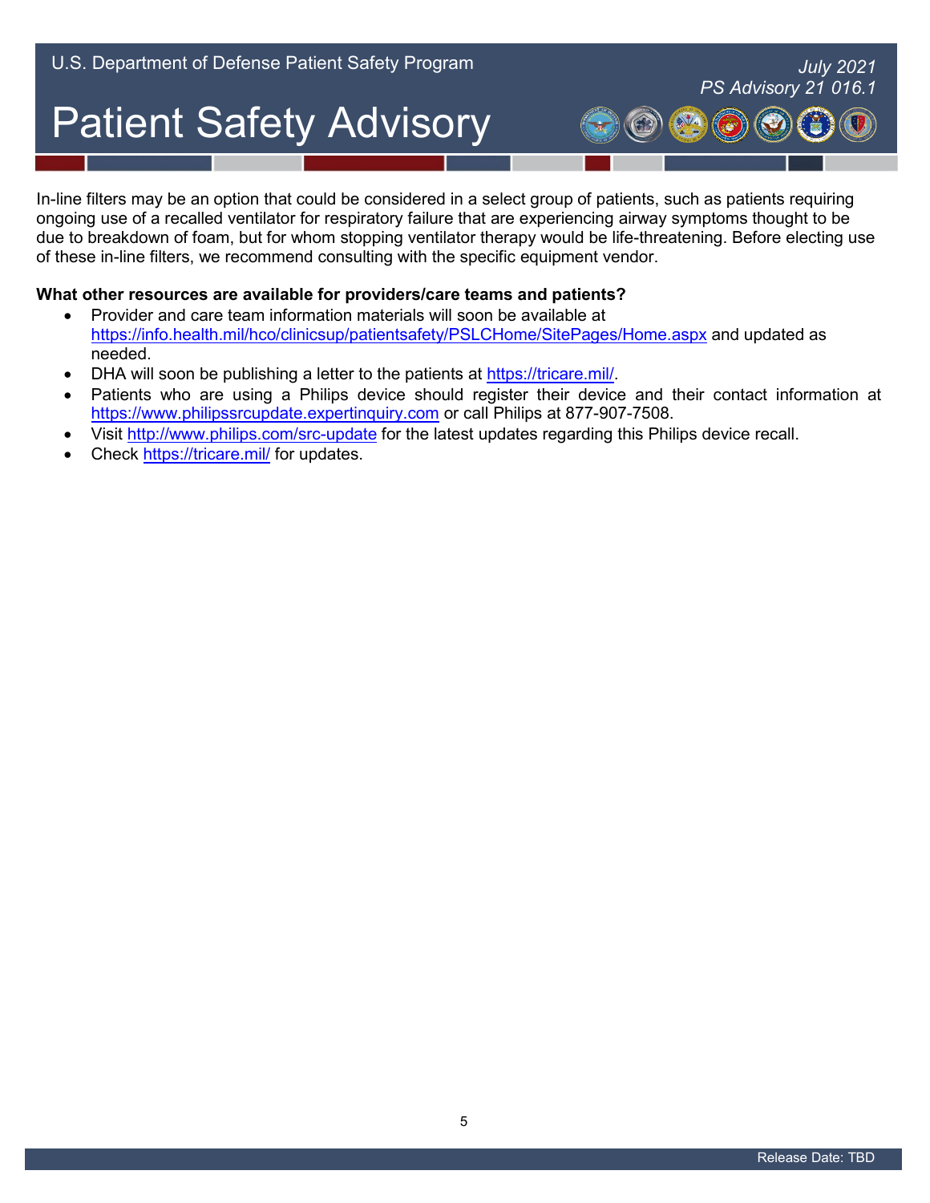In-line filters may be an option that could be considered in a select group of patients, such as patients requiring ongoing use of a recalled ventilator for respiratory failure that are experiencing airway symptoms thought to be due to breakdown of foam, but for whom stopping ventilator therapy would be life-threatening. Before electing use of these in-line filters, we recommend consulting with the specific equipment vendor.

**What other resources are available for providers/care teams and patients?**

- Provider and care team information materials will soon be available at https://info.health.mil/hco/clinicsup/patientsafety/PSLCHome/SitePages/Home.aspx and updated as needed.
- DHA will soon be publishing a letter to the patients at https://tricare.mil/.
- Patients who are using a Philips device should register their device and their contact information at https://www.philipssrcupdate.expertinquiry.com or call Philips at 877-907-7508.
- Visit http://www.philips.com/src-update for the latest updates regarding this Philips device recall.
- Check https://tricare.mil/ for updates.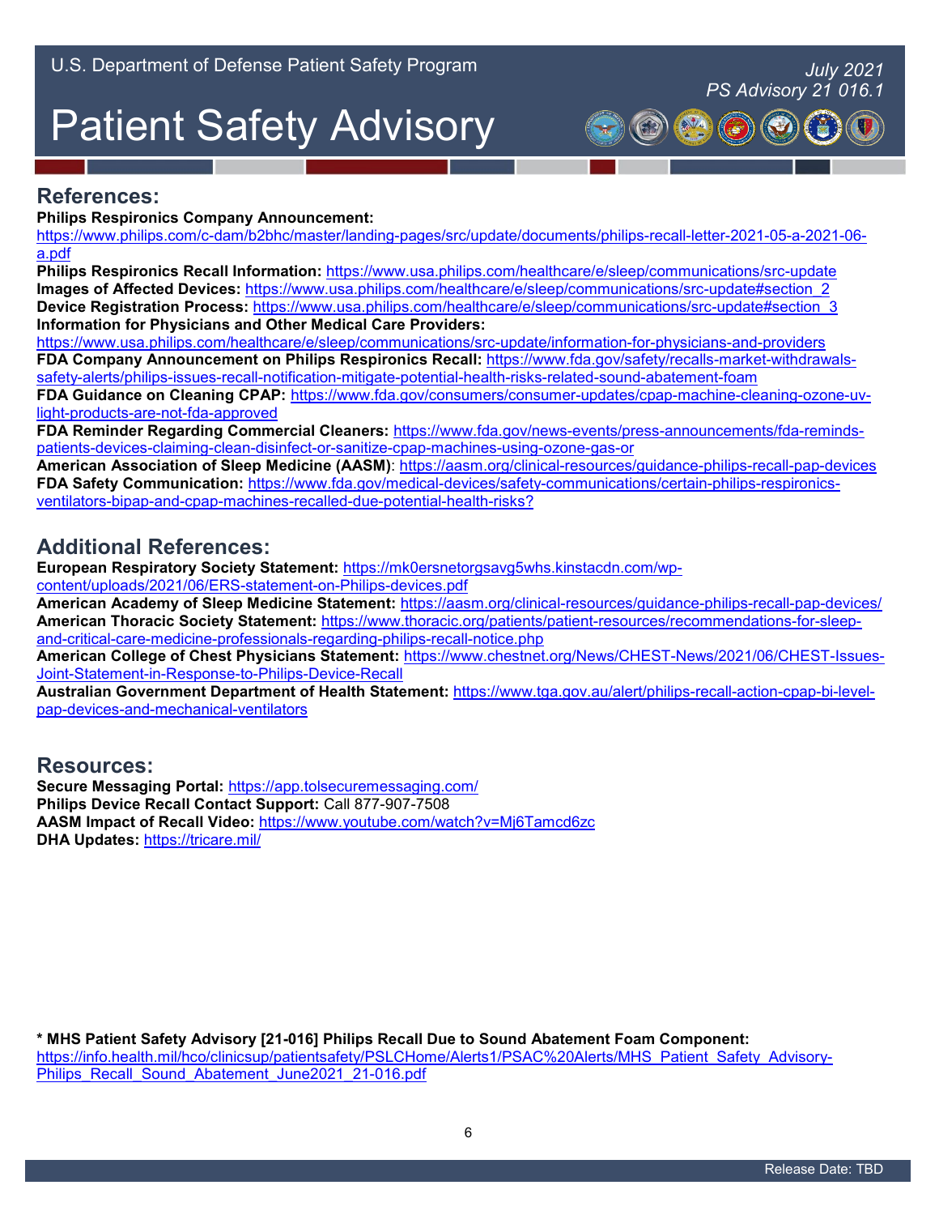## References:

**Philips Respironics Company Announcement:** https://www.philips.com/c-dam/b2bhc/master/landing-pages/src/update/documents/philips-recall-letter-2021-05-a-2021-06-a.pdf
**Philips Respironics Recall Information:** https://www.usa.philips.com/healthcare/e/sleep/communications/src-update
**Images of Affected Devices:** https://www.usa.philips.com/healthcare/e/sleep/communications/src-update#section_2
**Device Registration Process:** https://www.usa.philips.com/healthcare/e/sleep/communications/src-update#section_3
**Information for Physicians and Other Medical Care Providers:** https://www.usa.philips.com/healthcare/e/sleep/communications/src-update/information-for-physicians-and-providers
**FDA Company Announcement on Philips Respironics Recall:** https://www.fda.gov/safety/recalls-market-withdrawals-safety-alerts/philips-issues-recall-notification-mitigate-potential-health-risks-related-sound-abatement-foam
**FDA Guidance on Cleaning CPAP:** https://www.fda.gov/consumers/consumer-updates/cpap-machine-cleaning-ozone-uv-light-products-are-not-fda-approved
**FDA Reminder Regarding Commercial Cleaners:** https://www.fda.gov/news-events/press-announcements/fda-reminds-patients-devices-claiming-clean-disinfect-or-sanitize-cpap-machines-using-ozone-gas-or
**American Association of Sleep Medicine (AASM)**: https://aasm.org/clinical-resources/guidance-philips-recall-pap-devices
**FDA Safety Communication:** https://www.fda.gov/medical-devices/safety-communications/certain-philips-respironics-ventilators-bipap-and-cpap-machines-recalled-due-potential-health-risks?

## Additional References:

**European Respiratory Society Statement:** https://mk0ersnetorgsavg5whs.kinstacdn.com/wp-content/uploads/2021/06/ERS-statement-on-Philips-devices.pdf
**American Academy of Sleep Medicine Statement:** https://aasm.org/clinical-resources/guidance-philips-recall-pap-devices/
**American Thoracic Society Statement:** https://www.thoracic.org/patients/patient-resources/recommendations-for-sleep-and-critical-care-medicine-professionals-regarding-philips-recall-notice.php
**American College of Chest Physicians Statement:** https://www.chestnet.org/News/CHEST-News/2021/06/CHEST-Issues-Joint-Statement-in-Response-to-Philips-Device-Recall
**Australian Government Department of Health Statement:** https://www.tga.gov.au/alert/philips-recall-action-cpap-bi-level-pap-devices-and-mechanical-ventilators

## Resources:

**Secure Messaging Portal:** https://app.tolsecuremessaging.com/
**Philips Device Recall Contact Support:** Call 877-907-7508
**AASM Impact of Recall Video:** https://www.youtube.com/watch?v=Mj6Tamcd6zc
**DHA Updates:** https://tricare.mil/

**\* MHS Patient Safety Advisory [21-016] Philips Recall Due to Sound Abatement Foam Component:** https://info.health.mil/hco/clinicsup/patientsafety/PSLCHome/Alerts1/PSAC%20Alerts/MHS_Patient_Safety_Advisory-Philips_Recall_Sound_Abatement_June2021_21-016.pdf